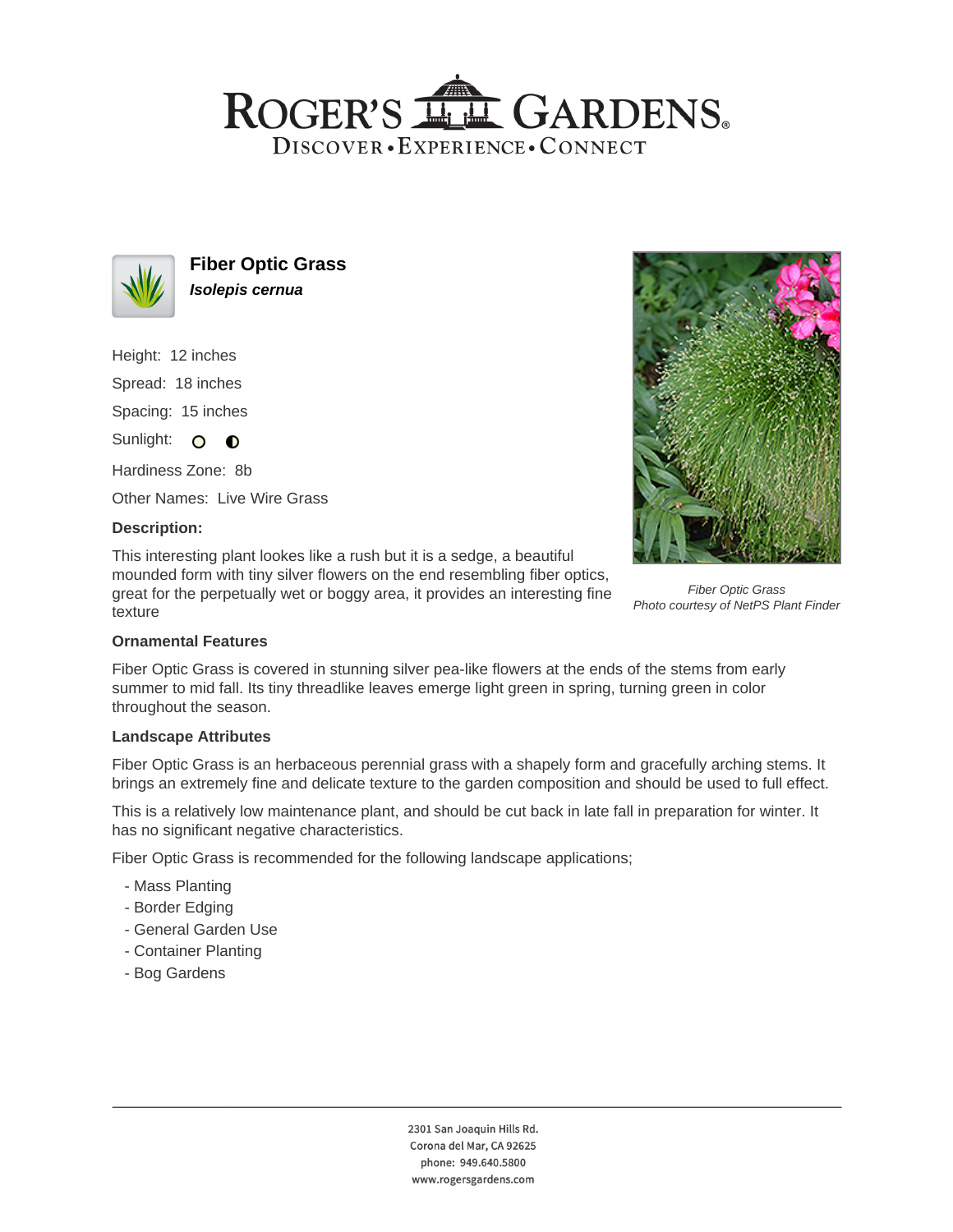# ROGER'S GARDENS

DISCOVER • EXPERIENCE • CONNECT

## Fiber Optic Grass

***Isolepis cernua***

Height: 12 inches

Spread: 18 inches

Spacing: 15 inches

Sunlight:

Hardiness Zone: 8b

Other Names: Live Wire Grass

**Description:**

This interesting plant lookes like a rush but it is a sedge, a beautiful mounded form with tiny silver flowers on the end resembling fiber optics, great for the perpetually wet or boggy area, it provides an interesting fine texture

*Fiber Optic Grass*
*Photo courtesy of NetPS Plant Finder*

**Ornamental Features**

Fiber Optic Grass is covered in stunning silver pea-like flowers at the ends of the stems from early summer to mid fall. Its tiny threadlike leaves emerge light green in spring, turning green in color throughout the season.

**Landscape Attributes**

Fiber Optic Grass is an herbaceous perennial grass with a shapely form and gracefully arching stems. It brings an extremely fine and delicate texture to the garden composition and should be used to full effect.

This is a relatively low maintenance plant, and should be cut back in late fall in preparation for winter. It has no significant negative characteristics.

Fiber Optic Grass is recommended for the following landscape applications;

- Mass Planting
- Border Edging
- General Garden Use
- Container Planting
- Bog Gardens

2301 San Joaquin Hills Rd.
Corona del Mar, CA 92625
phone: 949.640.5800
www.rogersgardens.com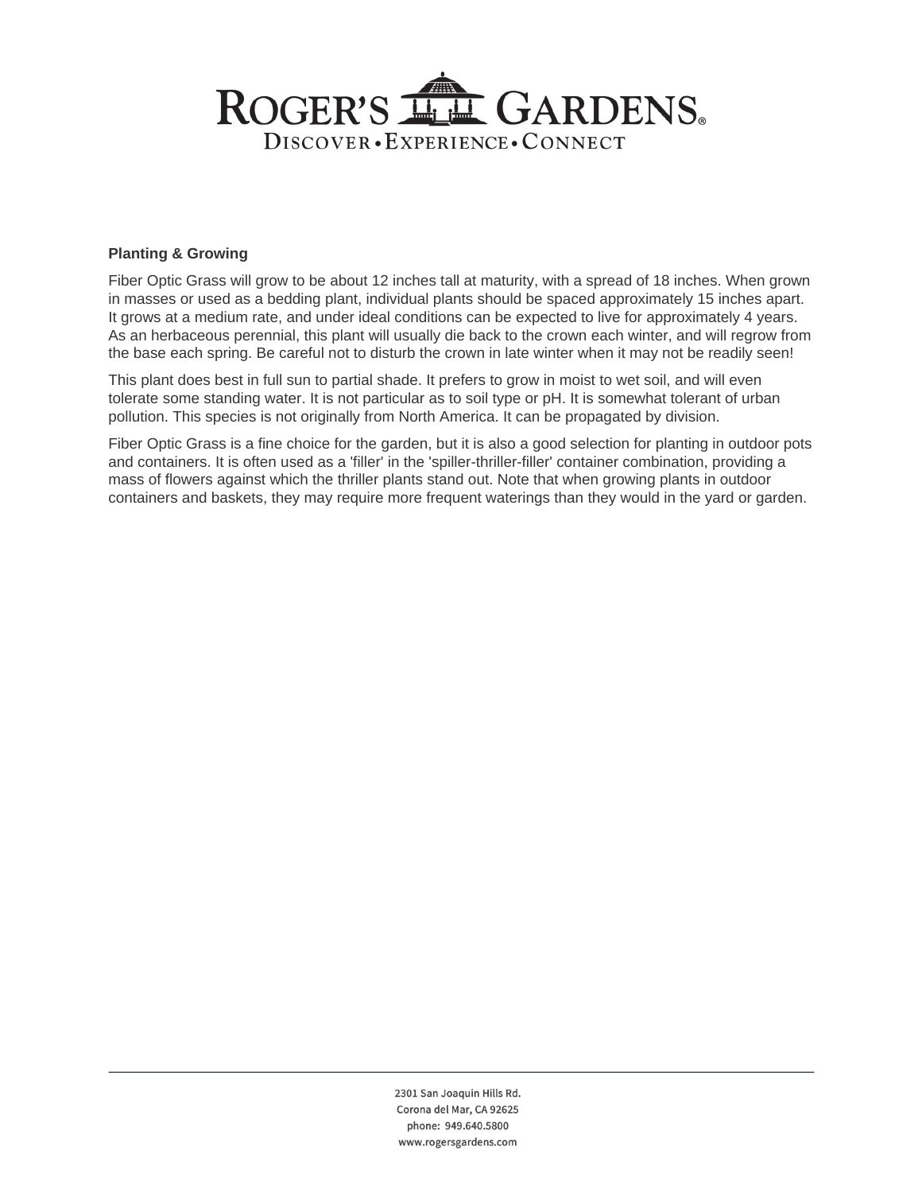**Planting & Growing**

Fiber Optic Grass will grow to be about 12 inches tall at maturity, with a spread of 18 inches. When grown in masses or used as a bedding plant, individual plants should be spaced approximately 15 inches apart. It grows at a medium rate, and under ideal conditions can be expected to live for approximately 4 years. As an herbaceous perennial, this plant will usually die back to the crown each winter, and will regrow from the base each spring. Be careful not to disturb the crown in late winter when it may not be readily seen!

This plant does best in full sun to partial shade. It prefers to grow in moist to wet soil, and will even tolerate some standing water. It is not particular as to soil type or pH. It is somewhat tolerant of urban pollution. This species is not originally from North America. It can be propagated by division.

Fiber Optic Grass is a fine choice for the garden, but it is also a good selection for planting in outdoor pots and containers. It is often used as a 'filler' in the 'spiller-thriller-filler' container combination, providing a mass of flowers against which the thriller plants stand out. Note that when growing plants in outdoor containers and baskets, they may require more frequent waterings than they would in the yard or garden.